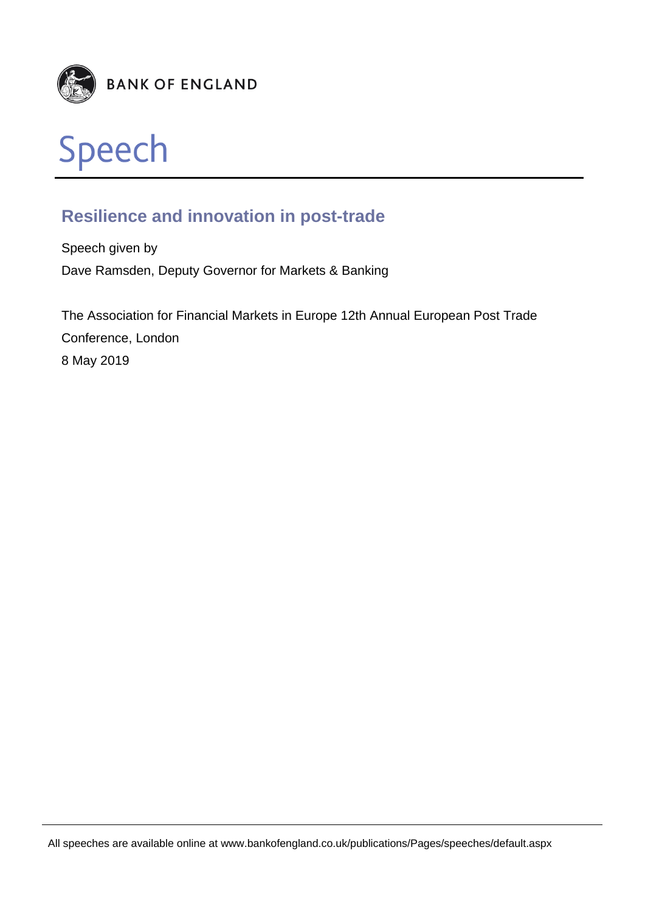BANK OF ENGLAND

# Speech

## Resilience and innovation in post-trade

Speech given by

Dave Ramsden, Deputy Governor for Markets & Banking

The Association for Financial Markets in Europe 12th Annual European Post Trade Conference, London

8 May 2019

All speeches are available online at www.bankofengland.co.uk/publications/Pages/speeches/default.aspx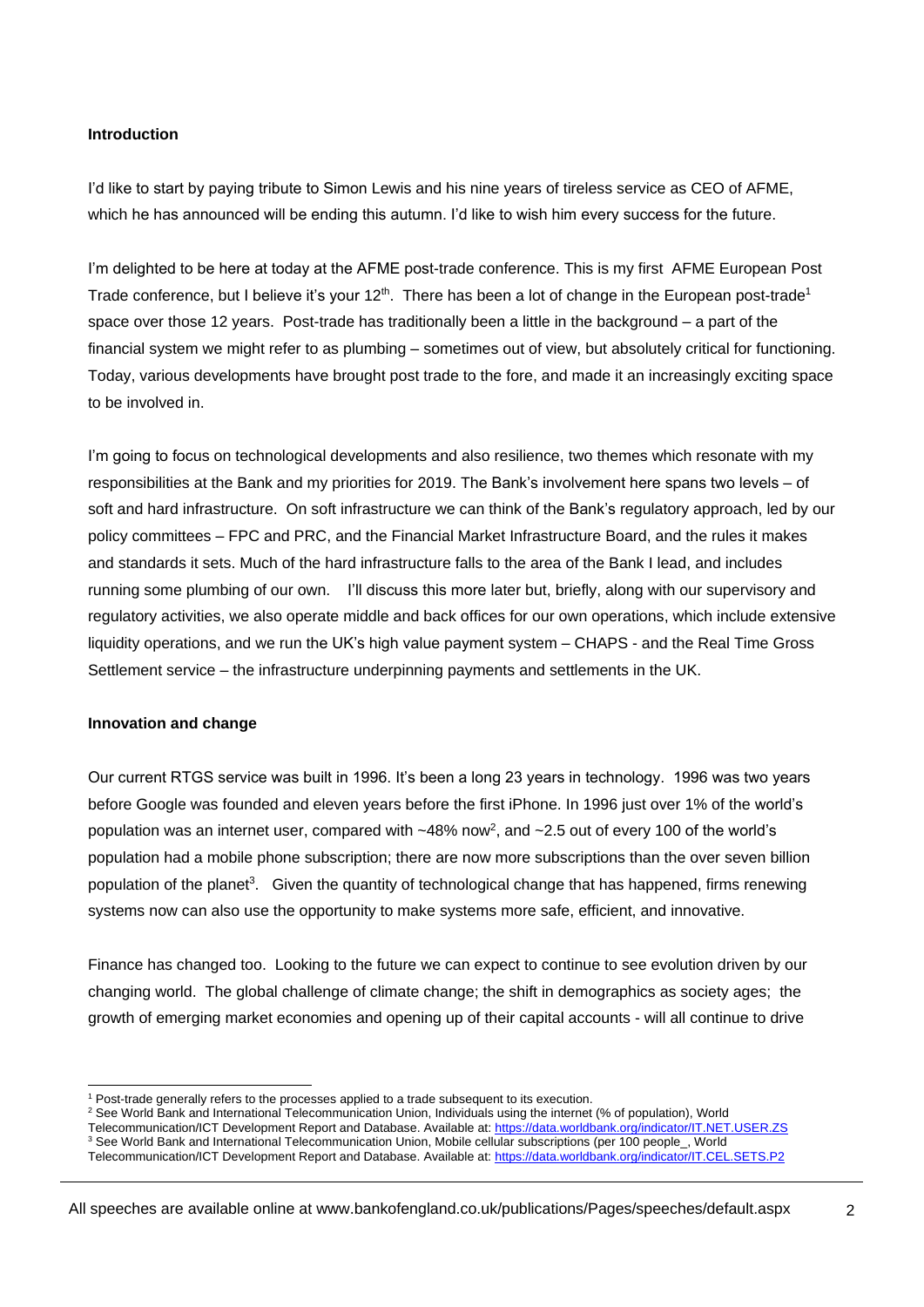**Introduction**

I'd like to start by paying tribute to Simon Lewis and his nine years of tireless service as CEO of AFME, which he has announced will be ending this autumn. I'd like to wish him every success for the future.

I'm delighted to be here at today at the AFME post-trade conference. This is my first AFME European Post Trade conference, but I believe it's your 12th. There has been a lot of change in the European post-trade[1] space over those 12 years. Post-trade has traditionally been a little in the background – a part of the financial system we might refer to as plumbing – sometimes out of view, but absolutely critical for functioning. Today, various developments have brought post trade to the fore, and made it an increasingly exciting space to be involved in.

I'm going to focus on technological developments and also resilience, two themes which resonate with my responsibilities at the Bank and my priorities for 2019. The Bank's involvement here spans two levels – of soft and hard infrastructure. On soft infrastructure we can think of the Bank's regulatory approach, led by our policy committees – FPC and PRC, and the Financial Market Infrastructure Board, and the rules it makes and standards it sets. Much of the hard infrastructure falls to the area of the Bank I lead, and includes running some plumbing of our own. I'll discuss this more later but, briefly, along with our supervisory and regulatory activities, we also operate middle and back offices for our own operations, which include extensive liquidity operations, and we run the UK's high value payment system – CHAPS - and the Real Time Gross Settlement service – the infrastructure underpinning payments and settlements in the UK.

**Innovation and change**

Our current RTGS service was built in 1996. It's been a long 23 years in technology. 1996 was two years before Google was founded and eleven years before the first iPhone. In 1996 just over 1% of the world's population was an internet user, compared with ~48% now[2], and ~2.5 out of every 100 of the world's population had a mobile phone subscription; there are now more subscriptions than the over seven billion population of the planet[3]. Given the quantity of technological change that has happened, firms renewing systems now can also use the opportunity to make systems more safe, efficient, and innovative.

Finance has changed too. Looking to the future we can expect to continue to see evolution driven by our changing world. The global challenge of climate change; the shift in demographics as society ages; the growth of emerging market economies and opening up of their capital accounts - will all continue to drive

[1] Post-trade generally refers to the processes applied to a trade subsequent to its execution.

[2] See World Bank and International Telecommunication Union, Individuals using the internet (% of population), World Telecommunication/ICT Development Report and Database. Available at: https://data.worldbank.org/indicator/IT.NET.USER.ZS

[3] See World Bank and International Telecommunication Union, Mobile cellular subscriptions (per 100 people_, World Telecommunication/ICT Development Report and Database. Available at: https://data.worldbank.org/indicator/IT.CEL.SETS.P2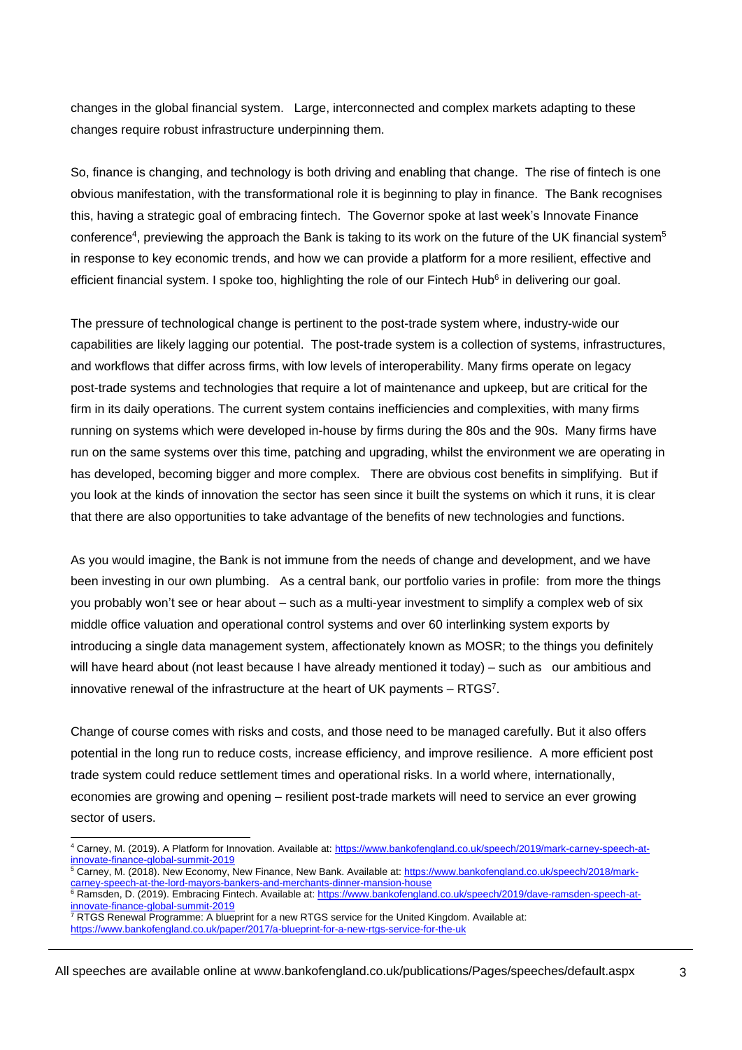changes in the global financial system. Large, interconnected and complex markets adapting to these changes require robust infrastructure underpinning them.

So, finance is changing, and technology is both driving and enabling that change. The rise of fintech is one obvious manifestation, with the transformational role it is beginning to play in finance. The Bank recognises this, having a strategic goal of embracing fintech. The Governor spoke at last week's Innovate Finance conference[4], previewing the approach the Bank is taking to its work on the future of the UK financial system[5] in response to key economic trends, and how we can provide a platform for a more resilient, effective and efficient financial system. I spoke too, highlighting the role of our Fintech Hub[6] in delivering our goal.

The pressure of technological change is pertinent to the post-trade system where, industry-wide our capabilities are likely lagging our potential. The post-trade system is a collection of systems, infrastructures, and workflows that differ across firms, with low levels of interoperability. Many firms operate on legacy post-trade systems and technologies that require a lot of maintenance and upkeep, but are critical for the firm in its daily operations. The current system contains inefficiencies and complexities, with many firms running on systems which were developed in-house by firms during the 80s and the 90s. Many firms have run on the same systems over this time, patching and upgrading, whilst the environment we are operating in has developed, becoming bigger and more complex. There are obvious cost benefits in simplifying. But if you look at the kinds of innovation the sector has seen since it built the systems on which it runs, it is clear that there are also opportunities to take advantage of the benefits of new technologies and functions.

As you would imagine, the Bank is not immune from the needs of change and development, and we have been investing in our own plumbing. As a central bank, our portfolio varies in profile: from more the things you probably won't see or hear about – such as a multi-year investment to simplify a complex web of six middle office valuation and operational control systems and over 60 interlinking system exports by introducing a single data management system, affectionately known as MOSR; to the things you definitely will have heard about (not least because I have already mentioned it today) – such as our ambitious and innovative renewal of the infrastructure at the heart of UK payments – RTGS[7].

Change of course comes with risks and costs, and those need to be managed carefully. But it also offers potential in the long run to reduce costs, increase efficiency, and improve resilience. A more efficient post trade system could reduce settlement times and operational risks. In a world where, internationally, economies are growing and opening – resilient post-trade markets will need to service an ever growing sector of users.

---

[4] Carney, M. (2019). A Platform for Innovation. Available at: https://www.bankofengland.co.uk/speech/2019/mark-carney-speech-at-innovate-finance-global-summit-2019

[5] Carney, M. (2018). New Economy, New Finance, New Bank. Available at: https://www.bankofengland.co.uk/speech/2018/mark-carney-speech-at-the-lord-mayors-bankers-and-merchants-dinner-mansion-house

[6] Ramsden, D. (2019). Embracing Fintech. Available at: https://www.bankofengland.co.uk/speech/2019/dave-ramsden-speech-at-innovate-finance-global-summit-2019

[7] RTGS Renewal Programme: A blueprint for a new RTGS service for the United Kingdom. Available at: https://www.bankofengland.co.uk/paper/2017/a-blueprint-for-a-new-rtgs-service-for-the-uk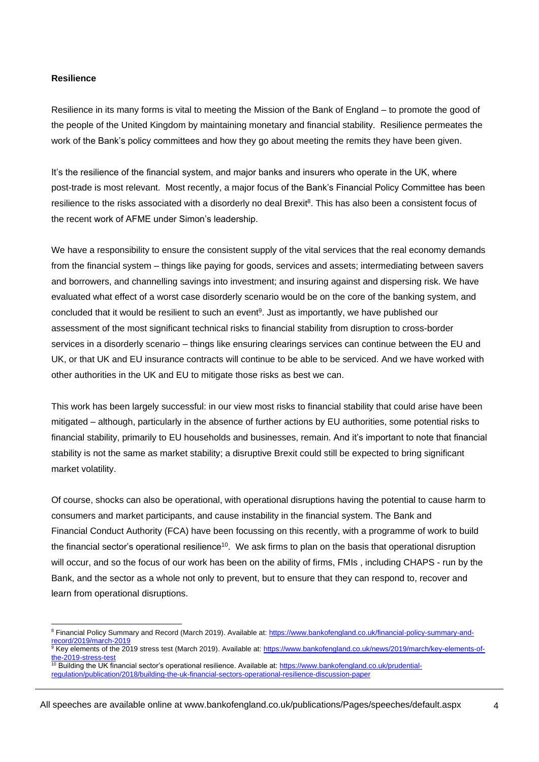**Resilience**

Resilience in its many forms is vital to meeting the Mission of the Bank of England – to promote the good of the people of the United Kingdom by maintaining monetary and financial stability. Resilience permeates the work of the Bank's policy committees and how they go about meeting the remits they have been given.

It's the resilience of the financial system, and major banks and insurers who operate in the UK, where post-trade is most relevant. Most recently, a major focus of the Bank's Financial Policy Committee has been resilience to the risks associated with a disorderly no deal Brexit[8]. This has also been a consistent focus of the recent work of AFME under Simon's leadership.

We have a responsibility to ensure the consistent supply of the vital services that the real economy demands from the financial system – things like paying for goods, services and assets; intermediating between savers and borrowers, and channelling savings into investment; and insuring against and dispersing risk. We have evaluated what effect of a worst case disorderly scenario would be on the core of the banking system, and concluded that it would be resilient to such an event[9]. Just as importantly, we have published our assessment of the most significant technical risks to financial stability from disruption to cross-border services in a disorderly scenario – things like ensuring clearings services can continue between the EU and UK, or that UK and EU insurance contracts will continue to be able to be serviced. And we have worked with other authorities in the UK and EU to mitigate those risks as best we can.

This work has been largely successful: in our view most risks to financial stability that could arise have been mitigated – although, particularly in the absence of further actions by EU authorities, some potential risks to financial stability, primarily to EU households and businesses, remain. And it's important to note that financial stability is not the same as market stability; a disruptive Brexit could still be expected to bring significant market volatility.

Of course, shocks can also be operational, with operational disruptions having the potential to cause harm to consumers and market participants, and cause instability in the financial system. The Bank and Financial Conduct Authority (FCA) have been focussing on this recently, with a programme of work to build the financial sector's operational resilience[10]. We ask firms to plan on the basis that operational disruption will occur, and so the focus of our work has been on the ability of firms, FMIs , including CHAPS - run by the Bank, and the sector as a whole not only to prevent, but to ensure that they can respond to, recover and learn from operational disruptions.

---

[8] Financial Policy Summary and Record (March 2019). Available at: https://www.bankofengland.co.uk/financial-policy-summary-and-record/2019/march-2019

[9] Key elements of the 2019 stress test (March 2019). Available at: https://www.bankofengland.co.uk/news/2019/march/key-elements-of-the-2019-stress-test

[10] Building the UK financial sector's operational resilience. Available at: https://www.bankofengland.co.uk/prudential-regulation/publication/2018/building-the-uk-financial-sectors-operational-resilience-discussion-paper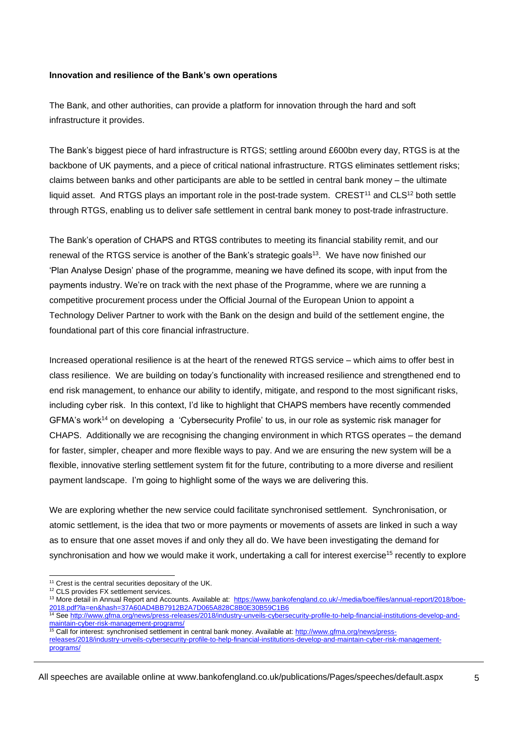**Innovation and resilience of the Bank's own operations**

The Bank, and other authorities, can provide a platform for innovation through the hard and soft infrastructure it provides.

The Bank's biggest piece of hard infrastructure is RTGS; settling around £600bn every day, RTGS is at the backbone of UK payments, and a piece of critical national infrastructure. RTGS eliminates settlement risks; claims between banks and other participants are able to be settled in central bank money – the ultimate liquid asset. And RTGS plays an important role in the post-trade system. CREST[11] and CLS[12] both settle through RTGS, enabling us to deliver safe settlement in central bank money to post-trade infrastructure.

The Bank's operation of CHAPS and RTGS contributes to meeting its financial stability remit, and our renewal of the RTGS service is another of the Bank's strategic goals[13]. We have now finished our 'Plan Analyse Design' phase of the programme, meaning we have defined its scope, with input from the payments industry. We're on track with the next phase of the Programme, where we are running a competitive procurement process under the Official Journal of the European Union to appoint a Technology Deliver Partner to work with the Bank on the design and build of the settlement engine, the foundational part of this core financial infrastructure.

Increased operational resilience is at the heart of the renewed RTGS service – which aims to offer best in class resilience. We are building on today's functionality with increased resilience and strengthened end to end risk management, to enhance our ability to identify, mitigate, and respond to the most significant risks, including cyber risk. In this context, I'd like to highlight that CHAPS members have recently commended GFMA's work[14] on developing a 'Cybersecurity Profile' to us, in our role as systemic risk manager for CHAPS. Additionally we are recognising the changing environment in which RTGS operates – the demand for faster, simpler, cheaper and more flexible ways to pay. And we are ensuring the new system will be a flexible, innovative sterling settlement system fit for the future, contributing to a more diverse and resilient payment landscape. I'm going to highlight some of the ways we are delivering this.

We are exploring whether the new service could facilitate synchronised settlement. Synchronisation, or atomic settlement, is the idea that two or more payments or movements of assets are linked in such a way as to ensure that one asset moves if and only they all do. We have been investigating the demand for synchronisation and how we would make it work, undertaking a call for interest exercise[15] recently to explore

---

[11] Crest is the central securities depositary of the UK.

[12] CLS provides FX settlement services.

[13] More detail in Annual Report and Accounts. Available at: https://www.bankofengland.co.uk/-/media/boe/files/annual-report/2018/boe-2018.pdf?la=en&hash=37A60AD4BB7912B2A7D065A828C8B0E30B59C1B6

[14] See http://www.gfma.org/news/press-releases/2018/industry-unveils-cybersecurity-profile-to-help-financial-institutions-develop-and-maintain-cyber-risk-management-programs/

[15] Call for interest: synchronised settlement in central bank money. Available at: http://www.gfma.org/news/press-releases/2018/industry-unveils-cybersecurity-profile-to-help-financial-institutions-develop-and-maintain-cyber-risk-management-programs/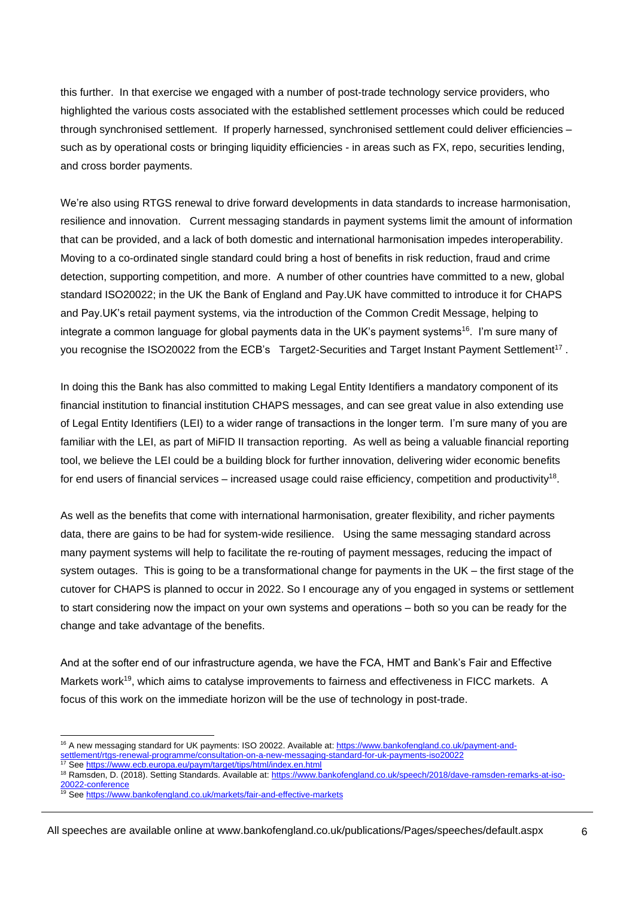this further. In that exercise we engaged with a number of post-trade technology service providers, who highlighted the various costs associated with the established settlement processes which could be reduced through synchronised settlement. If properly harnessed, synchronised settlement could deliver efficiencies – such as by operational costs or bringing liquidity efficiencies - in areas such as FX, repo, securities lending, and cross border payments.

We're also using RTGS renewal to drive forward developments in data standards to increase harmonisation, resilience and innovation. Current messaging standards in payment systems limit the amount of information that can be provided, and a lack of both domestic and international harmonisation impedes interoperability. Moving to a co-ordinated single standard could bring a host of benefits in risk reduction, fraud and crime detection, supporting competition, and more. A number of other countries have committed to a new, global standard ISO20022; in the UK the Bank of England and Pay.UK have committed to introduce it for CHAPS and Pay.UK's retail payment systems, via the introduction of the Common Credit Message, helping to integrate a common language for global payments data in the UK's payment systems[16]. I'm sure many of you recognise the ISO20022 from the ECB's Target2-Securities and Target Instant Payment Settlement[17].

In doing this the Bank has also committed to making Legal Entity Identifiers a mandatory component of its financial institution to financial institution CHAPS messages, and can see great value in also extending use of Legal Entity Identifiers (LEI) to a wider range of transactions in the longer term. I'm sure many of you are familiar with the LEI, as part of MiFID II transaction reporting. As well as being a valuable financial reporting tool, we believe the LEI could be a building block for further innovation, delivering wider economic benefits for end users of financial services – increased usage could raise efficiency, competition and productivity[18].

As well as the benefits that come with international harmonisation, greater flexibility, and richer payments data, there are gains to be had for system-wide resilience. Using the same messaging standard across many payment systems will help to facilitate the re-routing of payment messages, reducing the impact of system outages. This is going to be a transformational change for payments in the UK – the first stage of the cutover for CHAPS is planned to occur in 2022. So I encourage any of you engaged in systems or settlement to start considering now the impact on your own systems and operations – both so you can be ready for the change and take advantage of the benefits.

And at the softer end of our infrastructure agenda, we have the FCA, HMT and Bank's Fair and Effective Markets work[19], which aims to catalyse improvements to fairness and effectiveness in FICC markets. A focus of this work on the immediate horizon will be the use of technology in post-trade.

---

[16] A new messaging standard for UK payments: ISO 20022. Available at: https://www.bankofengland.co.uk/payment-and-settlement/rtgs-renewal-programme/consultation-on-a-new-messaging-standard-for-uk-payments-iso20022

[17] See https://www.ecb.europa.eu/paym/target/tips/html/index.en.html

[18] Ramsden, D. (2018). Setting Standards. Available at: https://www.bankofengland.co.uk/speech/2018/dave-ramsden-remarks-at-iso-20022-conference

[19] See https://www.bankofengland.co.uk/markets/fair-and-effective-markets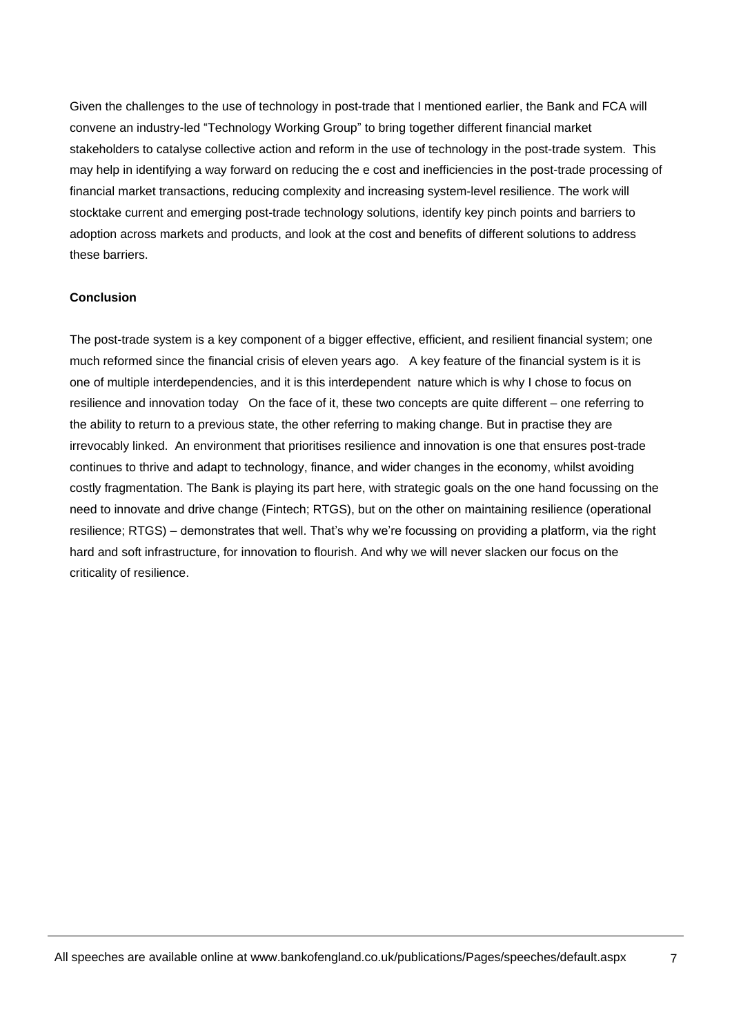Given the challenges to the use of technology in post-trade that I mentioned earlier, the Bank and FCA will convene an industry-led "Technology Working Group" to bring together different financial market stakeholders to catalyse collective action and reform in the use of technology in the post-trade system. This may help in identifying a way forward on reducing the e cost and inefficiencies in the post-trade processing of financial market transactions, reducing complexity and increasing system-level resilience. The work will stocktake current and emerging post-trade technology solutions, identify key pinch points and barriers to adoption across markets and products, and look at the cost and benefits of different solutions to address these barriers.

**Conclusion**

The post-trade system is a key component of a bigger effective, efficient, and resilient financial system; one much reformed since the financial crisis of eleven years ago. A key feature of the financial system is it is one of multiple interdependencies, and it is this interdependent nature which is why I chose to focus on resilience and innovation today On the face of it, these two concepts are quite different – one referring to the ability to return to a previous state, the other referring to making change. But in practise they are irrevocably linked. An environment that prioritises resilience and innovation is one that ensures post-trade continues to thrive and adapt to technology, finance, and wider changes in the economy, whilst avoiding costly fragmentation. The Bank is playing its part here, with strategic goals on the one hand focussing on the need to innovate and drive change (Fintech; RTGS), but on the other on maintaining resilience (operational resilience; RTGS) – demonstrates that well. That's why we're focussing on providing a platform, via the right hard and soft infrastructure, for innovation to flourish. And why we will never slacken our focus on the criticality of resilience.